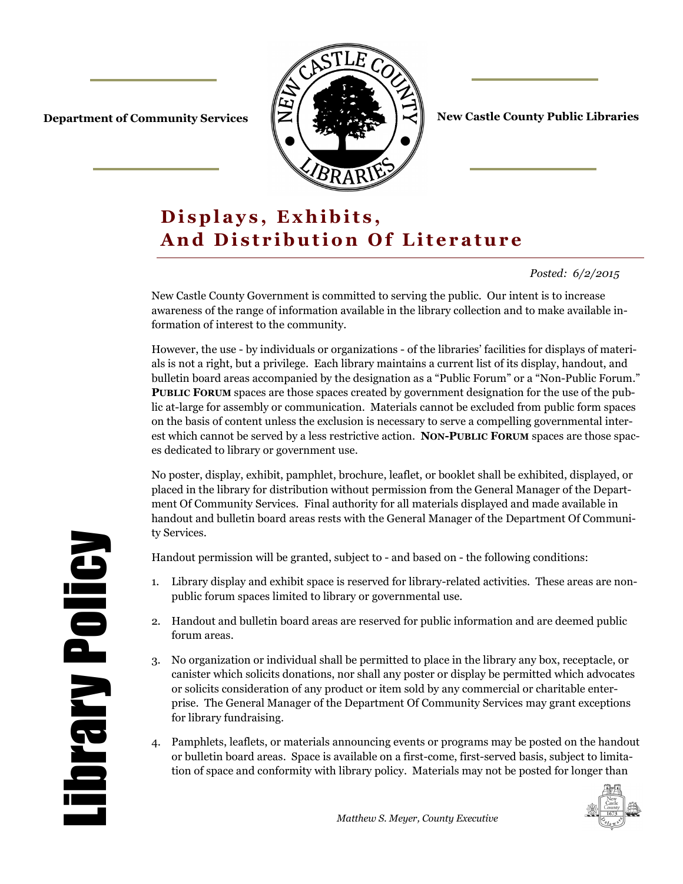Department of Community Services

New Castle County Public Libraries

# Displays, Exhibits, And Distribution Of Literature

*Posted: 6/2/2015*

New Castle County Government is committed to serving the public. Our intent is to increase awareness of the range of information available in the library collection and to make available information of interest to the community.

However, the use - by individuals or organizations - of the libraries' facilities for displays of materials is not a right, but a privilege. Each library maintains a current list of its display, handout, and bulletin board areas accompanied by the designation as a "Public Forum" or a "Non-Public Forum." **PUBLIC FORUM** spaces are those spaces created by government designation for the use of the public at-large for assembly or communication. Materials cannot be excluded from public form spaces on the basis of content unless the exclusion is necessary to serve a compelling governmental interest which cannot be served by a less restrictive action. **NON-PUBLIC FORUM** spaces are those spaces dedicated to library or government use.

No poster, display, exhibit, pamphlet, brochure, leaflet, or booklet shall be exhibited, displayed, or placed in the library for distribution without permission from the General Manager of the Department Of Community Services. Final authority for all materials displayed and made available in handout and bulletin board areas rests with the General Manager of the Department Of Community Services.

Handout permission will be granted, subject to - and based on - the following conditions:

1. Library display and exhibit space is reserved for library-related activities. These areas are non-public forum spaces limited to library or governmental use.
2. Handout and bulletin board areas are reserved for public information and are deemed public forum areas.
3. No organization or individual shall be permitted to place in the library any box, receptacle, or canister which solicits donations, nor shall any poster or display be permitted which advocates or solicits consideration of any product or item sold by any commercial or charitable enterprise. The General Manager of the Department Of Community Services may grant exceptions for library fundraising.
4. Pamphlets, leaflets, or materials announcing events or programs may be posted on the handout or bulletin board areas. Space is available on a first-come, first-served basis, subject to limitation of space and conformity with library policy. Materials may not be posted for longer than

*Matthew S. Meyer, County Executive*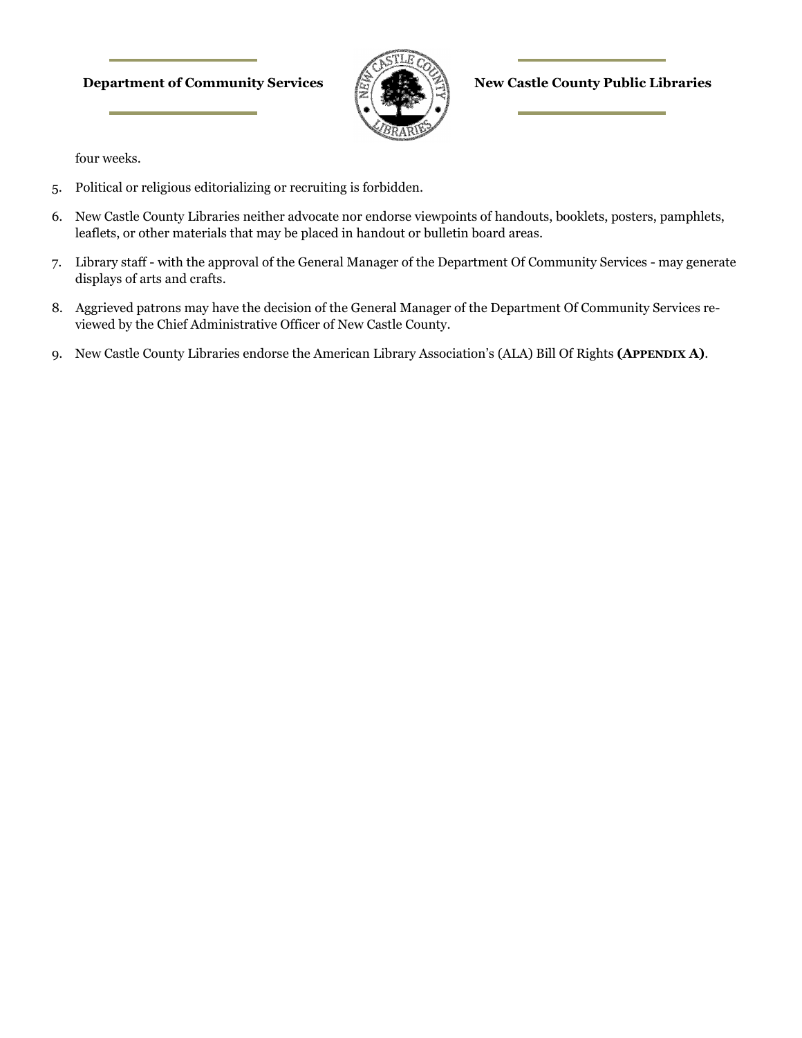four weeks.

5. Political or religious editorializing or recruiting is forbidden.

6. New Castle County Libraries neither advocate nor endorse viewpoints of handouts, booklets, posters, pamphlets, leaflets, or other materials that may be placed in handout or bulletin board areas.

7. Library staff - with the approval of the General Manager of the Department Of Community Services - may generate displays of arts and crafts.

8. Aggrieved patrons may have the decision of the General Manager of the Department Of Community Services reviewed by the Chief Administrative Officer of New Castle County.

9. New Castle County Libraries endorse the American Library Association's (ALA) Bill Of Rights **(APPENDIX A)**.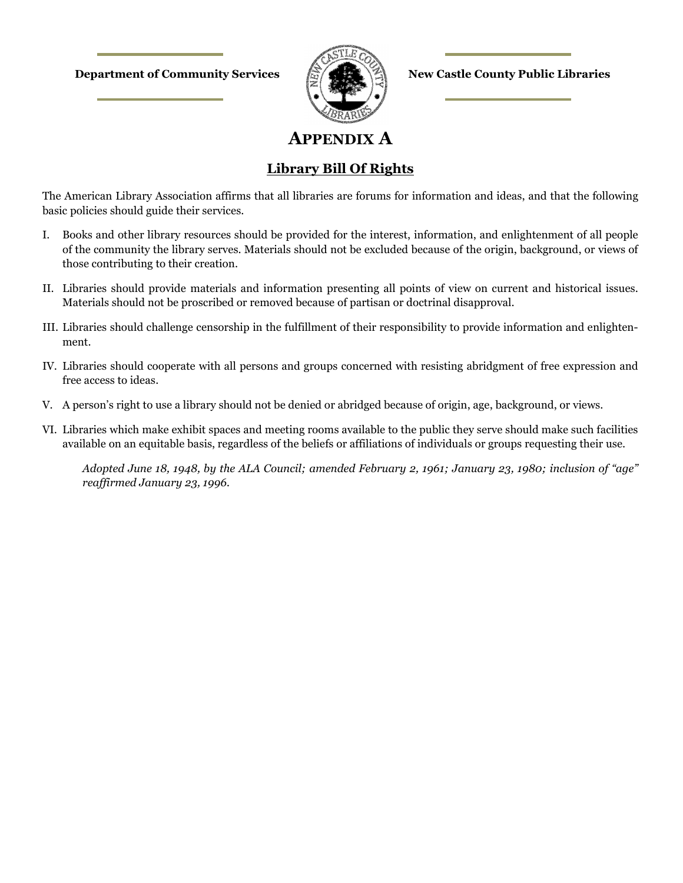# Appendix A

## Library Bill Of Rights

The American Library Association affirms that all libraries are forums for information and ideas, and that the following basic policies should guide their services.

I. Books and other library resources should be provided for the interest, information, and enlightenment of all people of the community the library serves. Materials should not be excluded because of the origin, background, or views of those contributing to their creation.

II. Libraries should provide materials and information presenting all points of view on current and historical issues. Materials should not be proscribed or removed because of partisan or doctrinal disapproval.

III. Libraries should challenge censorship in the fulfillment of their responsibility to provide information and enlightenment.

IV. Libraries should cooperate with all persons and groups concerned with resisting abridgment of free expression and free access to ideas.

V. A person's right to use a library should not be denied or abridged because of origin, age, background, or views.

VI. Libraries which make exhibit spaces and meeting rooms available to the public they serve should make such facilities available on an equitable basis, regardless of the beliefs or affiliations of individuals or groups requesting their use.

*Adopted June 18, 1948, by the ALA Council; amended February 2, 1961; January 23, 1980; inclusion of "age" reaffirmed January 23, 1996.*